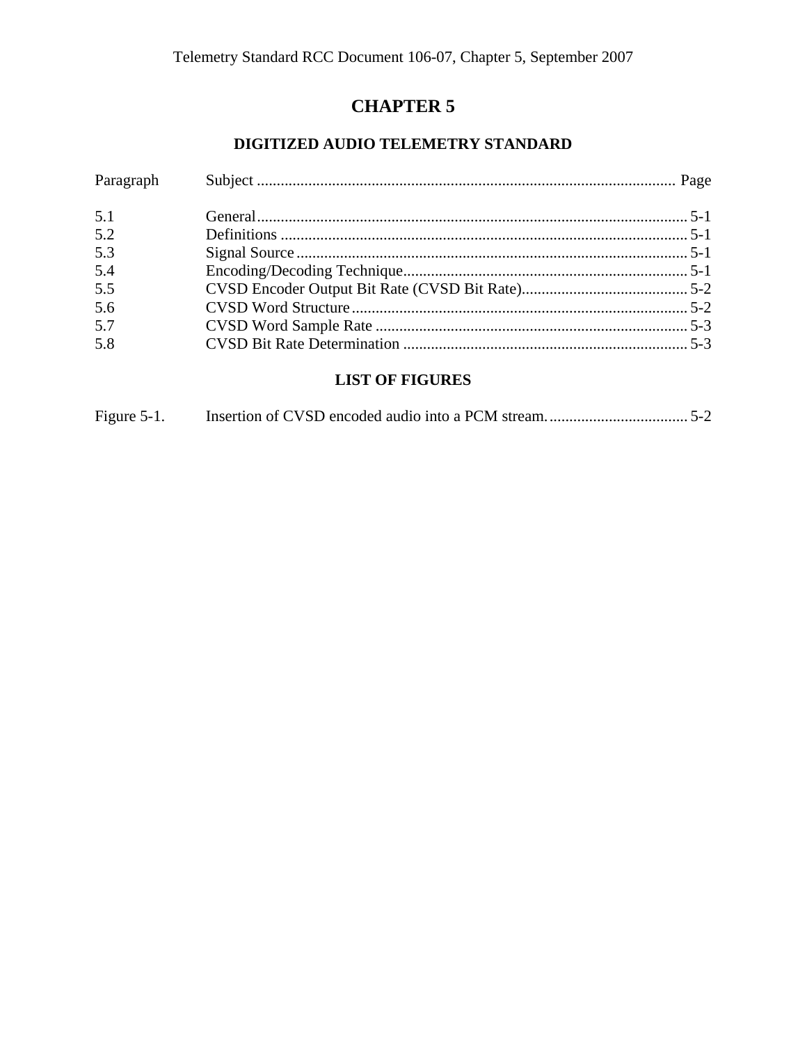# CHAPTER 5

## DIGITIZED AUDIO TELEMETRY STANDARD

| Paragraph | Subject | Page |
|---|---|---|
| 5.1 | General | 5-1 |
| 5.2 | Definitions | 5-1 |
| 5.3 | Signal Source | 5-1 |
| 5.4 | Encoding/Decoding Technique | 5-1 |
| 5.5 | CVSD Encoder Output Bit Rate (CVSD Bit Rate) | 5-2 |
| 5.6 | CVSD Word Structure | 5-2 |
| 5.7 | CVSD Word Sample Rate | 5-3 |
| 5.8 | CVSD Bit Rate Determination | 5-3 |

## LIST OF FIGURES

| | | |
|---|---|---|
| Figure 5-1. | Insertion of CVSD encoded audio into a PCM stream. | 5-2 |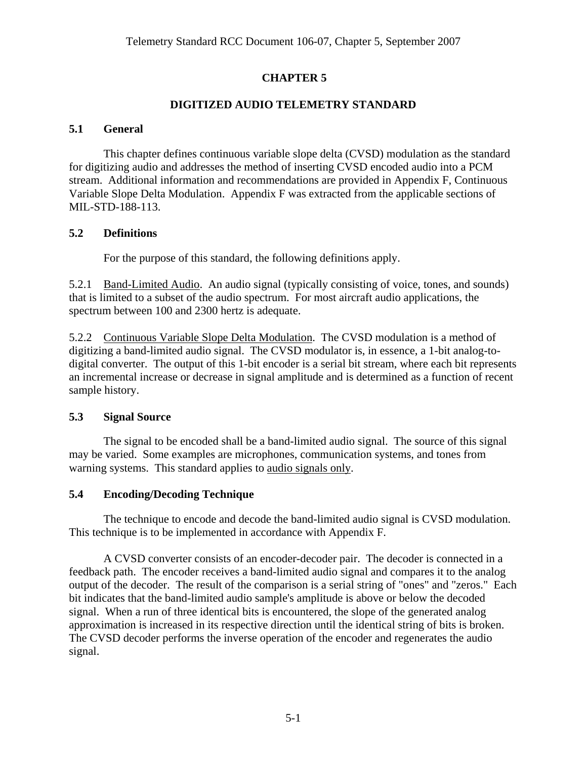# CHAPTER 5

## DIGITIZED AUDIO TELEMETRY STANDARD

### 5.1 General

This chapter defines continuous variable slope delta (CVSD) modulation as the standard for digitizing audio and addresses the method of inserting CVSD encoded audio into a PCM stream. Additional information and recommendations are provided in Appendix F, Continuous Variable Slope Delta Modulation. Appendix F was extracted from the applicable sections of MIL-STD-188-113.

### 5.2 Definitions

For the purpose of this standard, the following definitions apply.

5.2.1 Band-Limited Audio. An audio signal (typically consisting of voice, tones, and sounds) that is limited to a subset of the audio spectrum. For most aircraft audio applications, the spectrum between 100 and 2300 hertz is adequate.

5.2.2 Continuous Variable Slope Delta Modulation. The CVSD modulation is a method of digitizing a band-limited audio signal. The CVSD modulator is, in essence, a 1-bit analog-to-digital converter. The output of this 1-bit encoder is a serial bit stream, where each bit represents an incremental increase or decrease in signal amplitude and is determined as a function of recent sample history.

### 5.3 Signal Source

The signal to be encoded shall be a band-limited audio signal. The source of this signal may be varied. Some examples are microphones, communication systems, and tones from warning systems. This standard applies to audio signals only.

### 5.4 Encoding/Decoding Technique

The technique to encode and decode the band-limited audio signal is CVSD modulation. This technique is to be implemented in accordance with Appendix F.

A CVSD converter consists of an encoder-decoder pair. The decoder is connected in a feedback path. The encoder receives a band-limited audio signal and compares it to the analog output of the decoder. The result of the comparison is a serial string of "ones" and "zeros." Each bit indicates that the band-limited audio sample's amplitude is above or below the decoded signal. When a run of three identical bits is encountered, the slope of the generated analog approximation is increased in its respective direction until the identical string of bits is broken. The CVSD decoder performs the inverse operation of the encoder and regenerates the audio signal.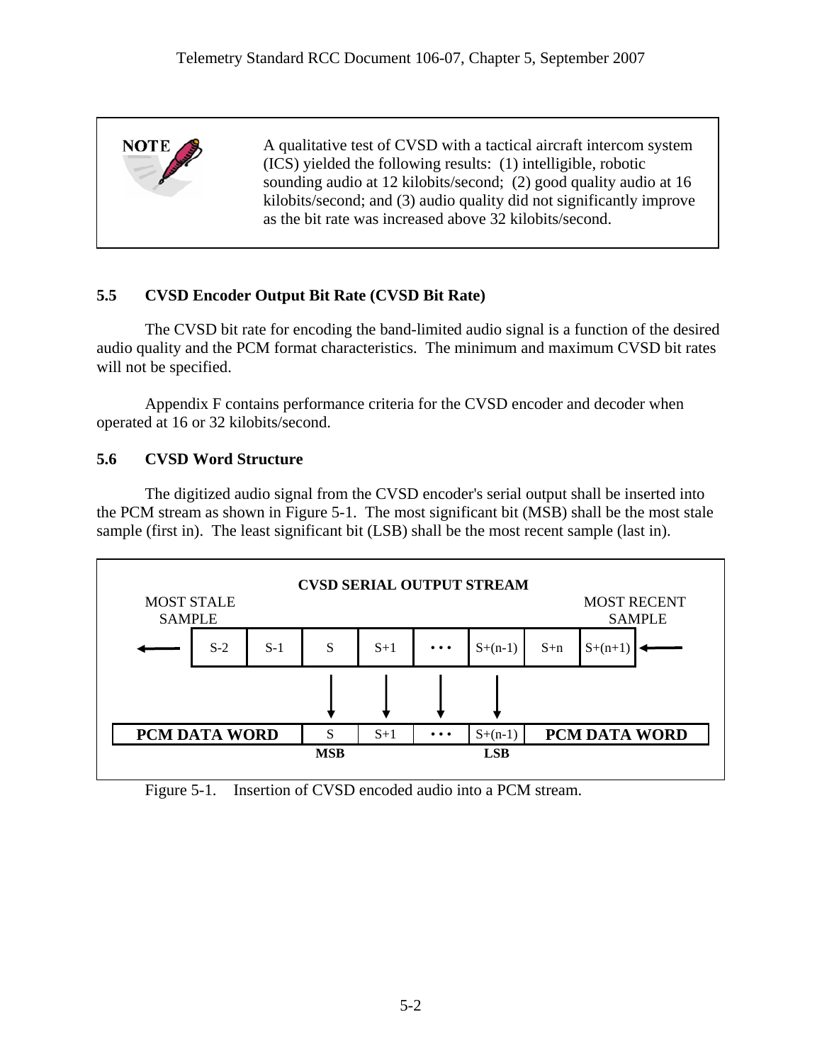> **NOTE**
>
> A qualitative test of CVSD with a tactical aircraft intercom system (ICS) yielded the following results: (1) intelligible, robotic sounding audio at 12 kilobits/second; (2) good quality audio at 16 kilobits/second; and (3) audio quality did not significantly improve as the bit rate was increased above 32 kilobits/second.

## 5.5 CVSD Encoder Output Bit Rate (CVSD Bit Rate)

The CVSD bit rate for encoding the band-limited audio signal is a function of the desired audio quality and the PCM format characteristics. The minimum and maximum CVSD bit rates will not be specified.

Appendix F contains performance criteria for the CVSD encoder and decoder when operated at 16 or 32 kilobits/second.

## 5.6 CVSD Word Structure

The digitized audio signal from the CVSD encoder's serial output shall be inserted into the PCM stream as shown in Figure 5-1. The most significant bit (MSB) shall be the most stale sample (first in). The least significant bit (LSB) shall be the most recent sample (last in).

**CVSD SERIAL OUTPUT STREAM**

MOST STALE SAMPLE ← | S-2 | S-1 | S | S+1 | • • • | S+(n-1) | S+n | S+(n+1) | ← MOST RECENT SAMPLE

| PCM DATA WORD | S | S+1 | • • • | S+(n-1) | PCM DATA WORD |
|---|---|---|---|---|---|
| | **MSB** | | | **LSB** | |

Figure 5-1. Insertion of CVSD encoded audio into a PCM stream.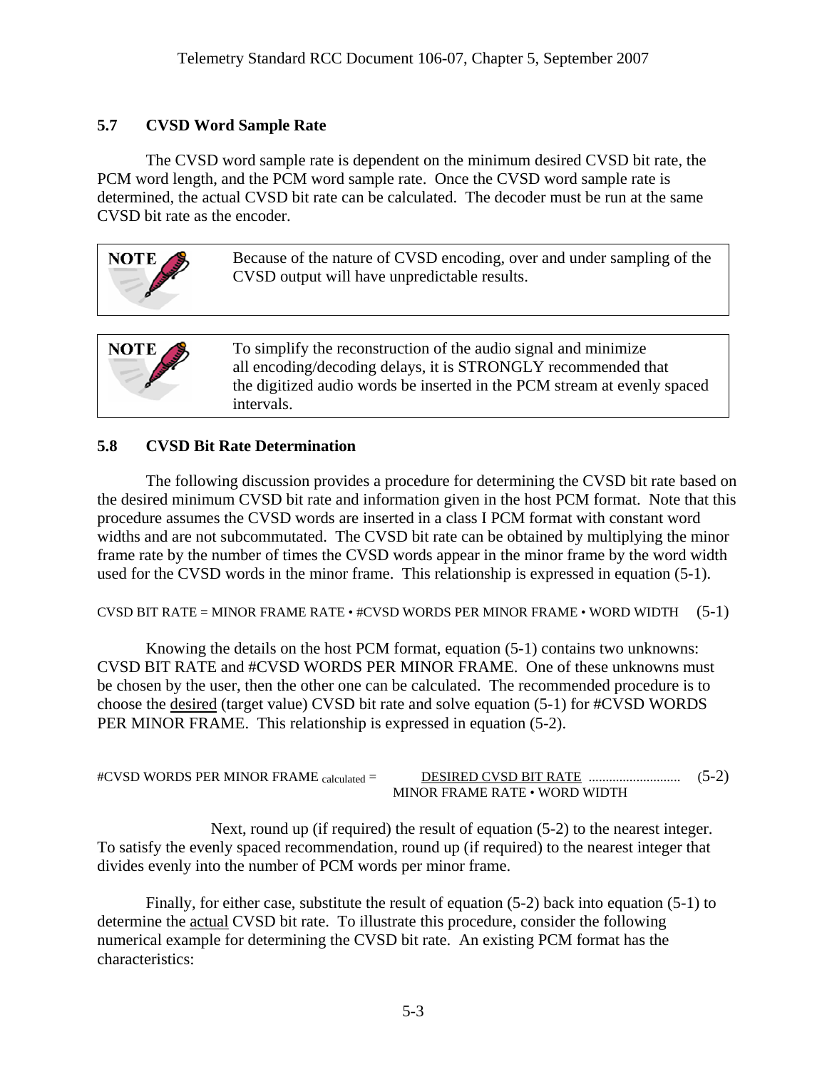## 5.7 CVSD Word Sample Rate

The CVSD word sample rate is dependent on the minimum desired CVSD bit rate, the PCM word length, and the PCM word sample rate. Once the CVSD word sample rate is determined, the actual CVSD bit rate can be calculated. The decoder must be run at the same CVSD bit rate as the encoder.

> **NOTE** Because of the nature of CVSD encoding, over and under sampling of the CVSD output will have unpredictable results.

> **NOTE** To simplify the reconstruction of the audio signal and minimize all encoding/decoding delays, it is STRONGLY recommended that the digitized audio words be inserted in the PCM stream at evenly spaced intervals.

## 5.8 CVSD Bit Rate Determination

The following discussion provides a procedure for determining the CVSD bit rate based on the desired minimum CVSD bit rate and information given in the host PCM format. Note that this procedure assumes the CVSD words are inserted in a class I PCM format with constant word widths and are not subcommutated. The CVSD bit rate can be obtained by multiplying the minor frame rate by the number of times the CVSD words appear in the minor frame by the word width used for the CVSD words in the minor frame. This relationship is expressed in equation (5-1).

$$\text{CVSD BIT RATE} = \text{MINOR FRAME RATE} \cdot \text{\#CVSD WORDS PER MINOR FRAME} \cdot \text{WORD WIDTH} \quad (5\text{-}1)$$

Knowing the details on the host PCM format, equation (5-1) contains two unknowns: CVSD BIT RATE and #CVSD WORDS PER MINOR FRAME. One of these unknowns must be chosen by the user, then the other one can be calculated. The recommended procedure is to choose the <u>desired</u> (target value) CVSD bit rate and solve equation (5-1) for #CVSD WORDS PER MINOR FRAME. This relationship is expressed in equation (5-2).

$$\text{\#CVSD WORDS PER MINOR FRAME}_{\text{calculated}} = \frac{\text{DESIRED CVSD BIT RATE}}{\text{MINOR FRAME RATE} \cdot \text{WORD WIDTH}} \quad (5\text{-}2)$$

Next, round up (if required) the result of equation (5-2) to the nearest integer. To satisfy the evenly spaced recommendation, round up (if required) to the nearest integer that divides evenly into the number of PCM words per minor frame.

Finally, for either case, substitute the result of equation (5-2) back into equation (5-1) to determine the <u>actual</u> CVSD bit rate. To illustrate this procedure, consider the following numerical example for determining the CVSD bit rate. An existing PCM format has the characteristics: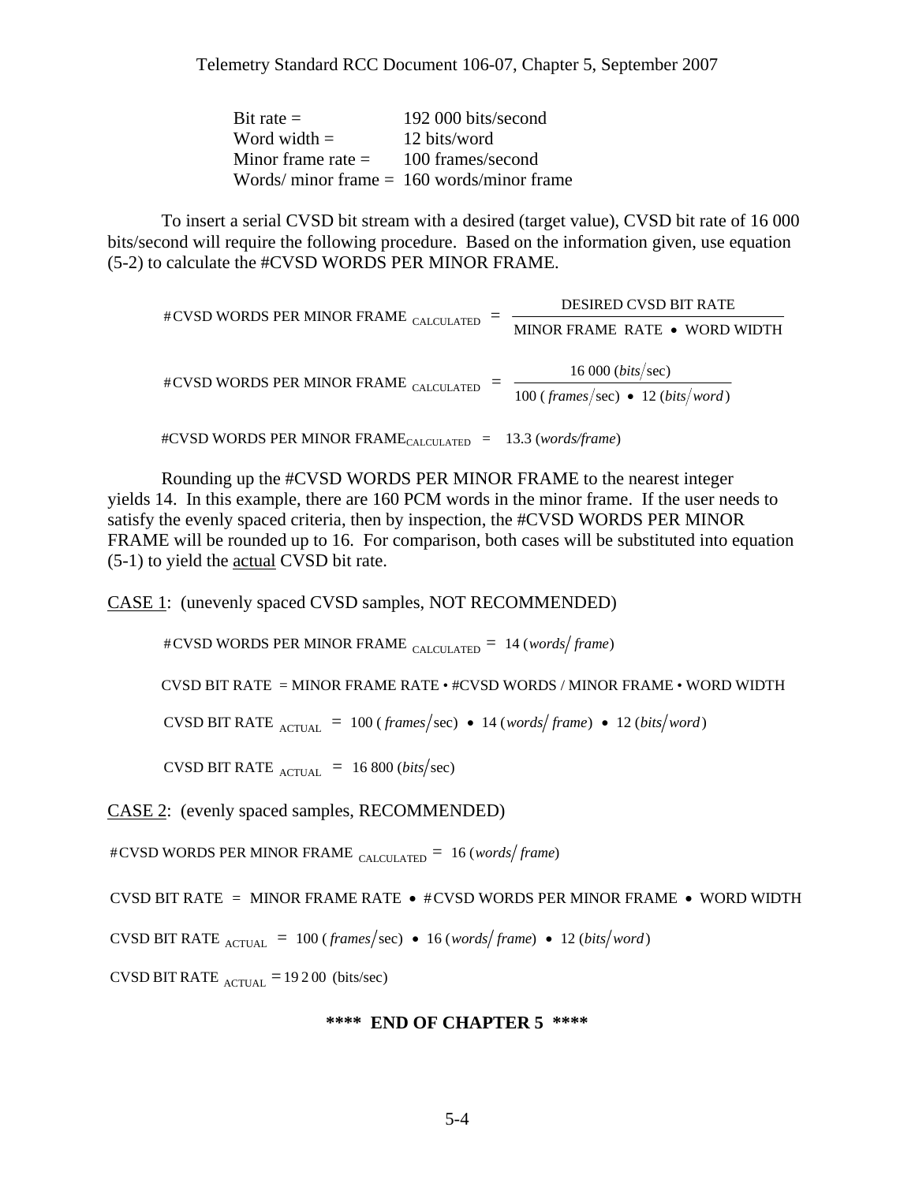Bit rate = 192 000 bits/second
Word width = 12 bits/word
Minor frame rate = 100 frames/second
Words/ minor frame = 160 words/minor frame

To insert a serial CVSD bit stream with a desired (target value), CVSD bit rate of 16 000 bits/second will require the following procedure. Based on the information given, use equation (5-2) to calculate the #CVSD WORDS PER MINOR FRAME.

$$\text{\#CVSD WORDS PER MINOR FRAME}_{\text{CALCULATED}} = \frac{\text{DESIRED CVSD BIT RATE}}{\text{MINOR FRAME RATE} \bullet \text{WORD WIDTH}}$$

$$\text{\#CVSD WORDS PER MINOR FRAME}_{\text{CALCULATED}} = \frac{16\,000\ (bits/\text{sec})}{100\ (frames/\text{sec}) \bullet 12\ (bits/word)}$$

$$\text{\#CVSD WORDS PER MINOR FRAME}_{\text{CALCULATED}} = 13.3\ (words/frame)$$

Rounding up the #CVSD WORDS PER MINOR FRAME to the nearest integer yields 14. In this example, there are 160 PCM words in the minor frame. If the user needs to satisfy the evenly spaced criteria, then by inspection, the #CVSD WORDS PER MINOR FRAME will be rounded up to 16. For comparison, both cases will be substituted into equation (5-1) to yield the actual CVSD bit rate.

CASE 1: (unevenly spaced CVSD samples, NOT RECOMMENDED)

$$\text{\#CVSD WORDS PER MINOR FRAME}_{\text{CALCULATED}} = 14\ (words/frame)$$

$$\text{CVSD BIT RATE} = \text{MINOR FRAME RATE} \bullet \text{\#CVSD WORDS / MINOR FRAME} \bullet \text{WORD WIDTH}$$

$$\text{CVSD BIT RATE}_{\text{ACTUAL}} = 100\ (frames/\text{sec}) \bullet 14\ (words/frame) \bullet 12\ (bits/word)$$

$$\text{CVSD BIT RATE}_{\text{ACTUAL}} = 16\,800\ (bits/\text{sec})$$

CASE 2: (evenly spaced samples, RECOMMENDED)

$$\text{\#CVSD WORDS PER MINOR FRAME}_{\text{CALCULATED}} = 16\ (words/frame)$$

$$\text{CVSD BIT RATE} = \text{MINOR FRAME RATE} \bullet \text{\#CVSD WORDS PER MINOR FRAME} \bullet \text{WORD WIDTH}$$

$$\text{CVSD BIT RATE}_{\text{ACTUAL}} = 100\ (frames/\text{sec}) \bullet 16\ (words/frame) \bullet 12\ (bits/word)$$

$$\text{CVSD BIT RATE}_{\text{ACTUAL}} = 19\,2\,00\ (\text{bits/sec})$$

**\*\*\*\* END OF CHAPTER 5 \*\*\*\***